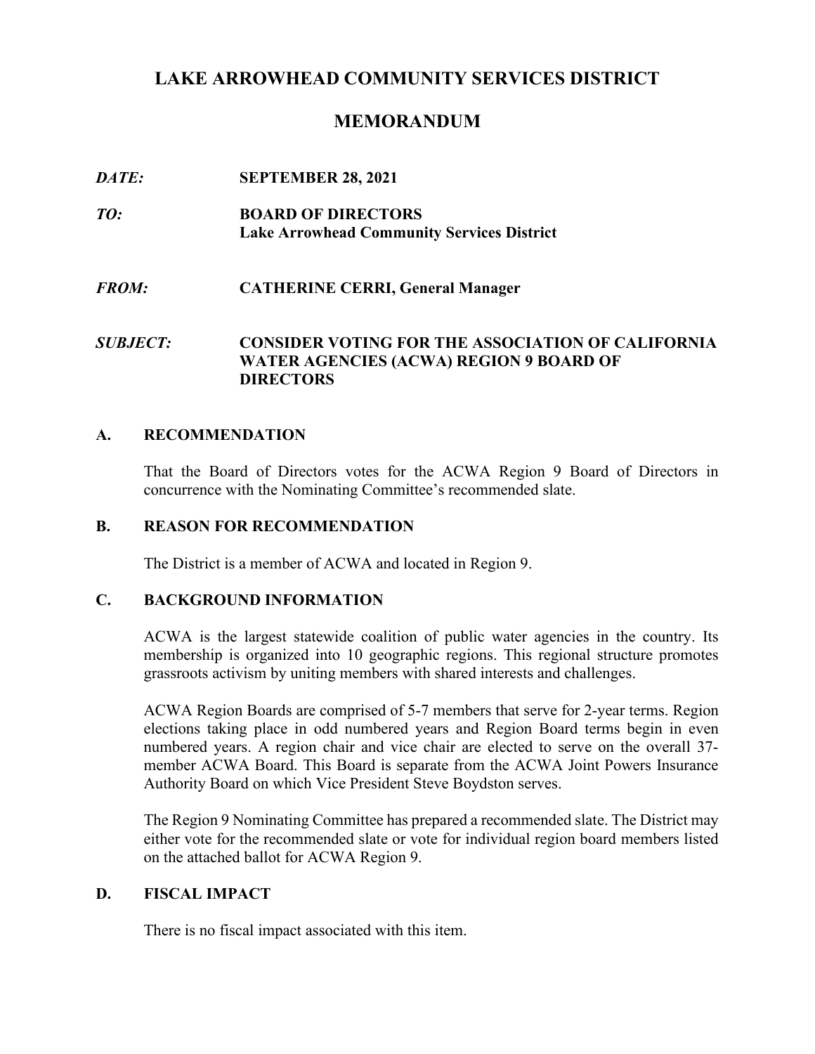# LAKE ARROWHEAD COMMUNITY SERVICES DISTRICT

## MEMORANDUM

***DATE:*** **SEPTEMBER 28, 2021**

***TO:*** **BOARD OF DIRECTORS**
**Lake Arrowhead Community Services District**

***FROM:*** **CATHERINE CERRI, General Manager**

***SUBJECT:*** **CONSIDER VOTING FOR THE ASSOCIATION OF CALIFORNIA WATER AGENCIES (ACWA) REGION 9 BOARD OF DIRECTORS**

### A. RECOMMENDATION

That the Board of Directors votes for the ACWA Region 9 Board of Directors in concurrence with the Nominating Committee's recommended slate.

### B. REASON FOR RECOMMENDATION

The District is a member of ACWA and located in Region 9.

### C. BACKGROUND INFORMATION

ACWA is the largest statewide coalition of public water agencies in the country. Its membership is organized into 10 geographic regions. This regional structure promotes grassroots activism by uniting members with shared interests and challenges.

ACWA Region Boards are comprised of 5-7 members that serve for 2-year terms. Region elections taking place in odd numbered years and Region Board terms begin in even numbered years. A region chair and vice chair are elected to serve on the overall 37-member ACWA Board. This Board is separate from the ACWA Joint Powers Insurance Authority Board on which Vice President Steve Boydston serves.

The Region 9 Nominating Committee has prepared a recommended slate. The District may either vote for the recommended slate or vote for individual region board members listed on the attached ballot for ACWA Region 9.

### D. FISCAL IMPACT

There is no fiscal impact associated with this item.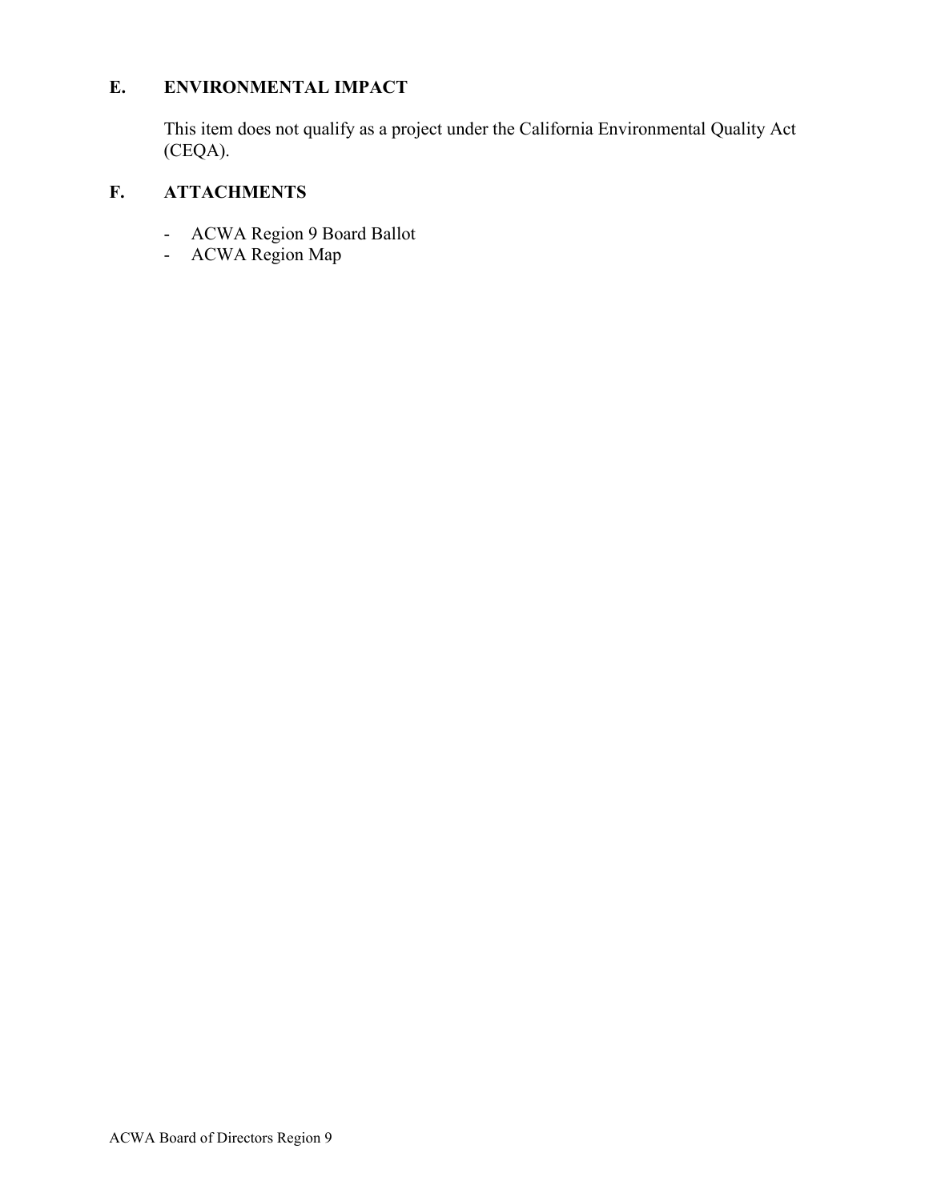## E. ENVIRONMENTAL IMPACT

This item does not qualify as a project under the California Environmental Quality Act (CEQA).

## F. ATTACHMENTS

- ACWA Region 9 Board Ballot
- ACWA Region Map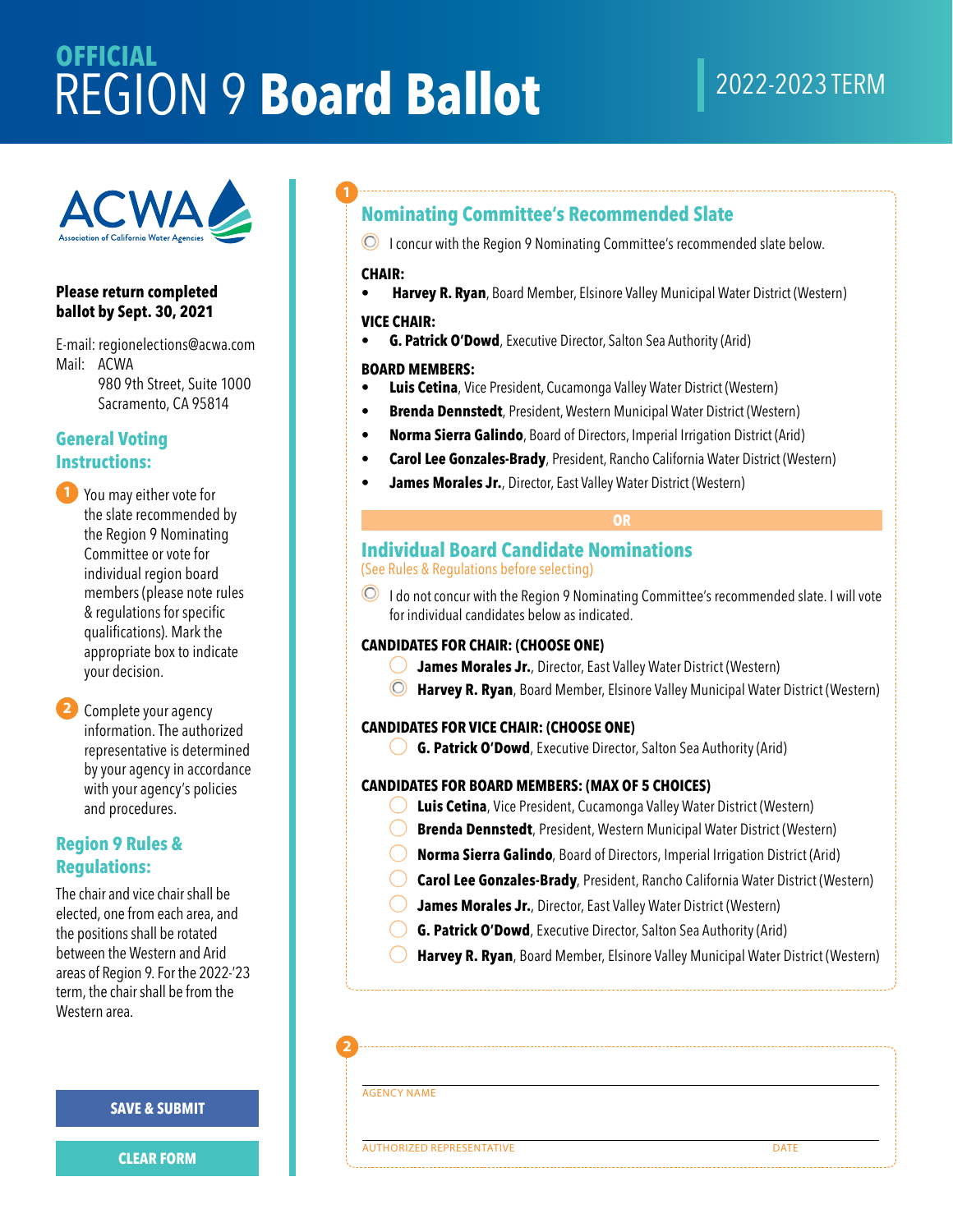# OFFICIAL REGION 9 **Board Ballot**

## 2022-2023 TERM

ACWA
Association of California Water Agencies

**Please return completed ballot by Sept. 30, 2021**

E-mail: regionelections@acwa.com
Mail: ACWA
980 9th Street, Suite 1000
Sacramento, CA 95814

### General Voting Instructions:

1. You may either vote for the slate recommended by the Region 9 Nominating Committee or vote for individual region board members (please note rules & regulations for specific qualifications). Mark the appropriate box to indicate your decision.

2. Complete your agency information. The authorized representative is determined by your agency in accordance with your agency's policies and procedures.

### Region 9 Rules & Regulations:

The chair and vice chair shall be elected, one from each area, and the positions shall be rotated between the Western and Arid areas of Region 9. For the 2022-'23 term, the chair shall be from the Western area.

SAVE & SUBMIT

CLEAR FORM

---

**1**

## Nominating Committee's Recommended Slate

○ I concur with the Region 9 Nominating Committee's recommended slate below.

**CHAIR:**
- **Harvey R. Ryan**, Board Member, Elsinore Valley Municipal Water District (Western)

**VICE CHAIR:**
- **G. Patrick O'Dowd**, Executive Director, Salton Sea Authority (Arid)

**BOARD MEMBERS:**
- **Luis Cetina**, Vice President, Cucamonga Valley Water District (Western)
- **Brenda Dennstedt**, President, Western Municipal Water District (Western)
- **Norma Sierra Galindo**, Board of Directors, Imperial Irrigation District (Arid)
- **Carol Lee Gonzales-Brady**, President, Rancho California Water District (Western)
- **James Morales Jr.**, Director, East Valley Water District (Western)

**OR**

## Individual Board Candidate Nominations

(See Rules & Regulations before selecting)

○ I do not concur with the Region 9 Nominating Committee's recommended slate. I will vote for individual candidates below as indicated.

**CANDIDATES FOR CHAIR: (CHOOSE ONE)**
- ○ **James Morales Jr.**, Director, East Valley Water District (Western)
- ○ **Harvey R. Ryan**, Board Member, Elsinore Valley Municipal Water District (Western)

**CANDIDATES FOR VICE CHAIR: (CHOOSE ONE)**
- ○ **G. Patrick O'Dowd**, Executive Director, Salton Sea Authority (Arid)

**CANDIDATES FOR BOARD MEMBERS: (MAX OF 5 CHOICES)**
- ○ **Luis Cetina**, Vice President, Cucamonga Valley Water District (Western)
- ○ **Brenda Dennstedt**, President, Western Municipal Water District (Western)
- ○ **Norma Sierra Galindo**, Board of Directors, Imperial Irrigation District (Arid)
- ○ **Carol Lee Gonzales-Brady**, President, Rancho California Water District (Western)
- ○ **James Morales Jr.**, Director, East Valley Water District (Western)
- ○ **G. Patrick O'Dowd**, Executive Director, Salton Sea Authority (Arid)
- ○ **Harvey R. Ryan**, Board Member, Elsinore Valley Municipal Water District (Western)

**2**

AGENCY NAME

AUTHORIZED REPRESENTATIVE | DATE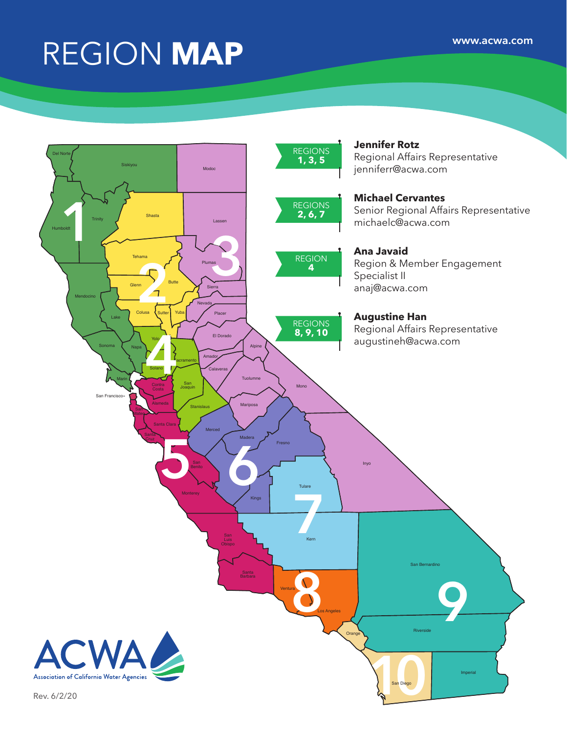# REGION **MAP**

www.acwa.com

**REGIONS 1, 3, 5**

**Jennifer Rotz**
Regional Affairs Representative
jenniferr@acwa.com

**REGIONS 2, 6, 7**

**Michael Cervantes**
Senior Regional Affairs Representative
michaelc@acwa.com

**REGION 4**

**Ana Javaid**
Region & Member Engagement Specialist II
anaj@acwa.com

**REGIONS 8, 9, 10**

**Augustine Han**
Regional Affairs Representative
augustineh@acwa.com

1
Del Norte
Siskiyou
Humboldt
Trinity
Mendocino
Lake
Sonoma
Napa
Marin

2
Shasta
Tehama
Glenn
Butte
Colusa
Sutter
Yuba

3
Modoc
Lassen
Plumas
Sierra
Nevada
Placer
El Dorado
Alpine
Amador
Calaveras
Tuolumne
Mono
Mariposa
Inyo

4
Yolo
Sacramento
Solano
San Joaquin
Stanislaus

5
San Francisco
Contra Costa
Alameda
San Mateo
Santa Clara
Santa Cruz
San Benito
Monterey
San Luis Obispo
Santa Barbara

6
Merced
Madera
Fresno
Kings

7
Tulare
Kern

8
Ventura
Los Angeles

9
San Bernardino
Riverside
Imperial

10
Orange
San Diego

ACWA
Association of California Water Agencies

Rev. 6/2/20